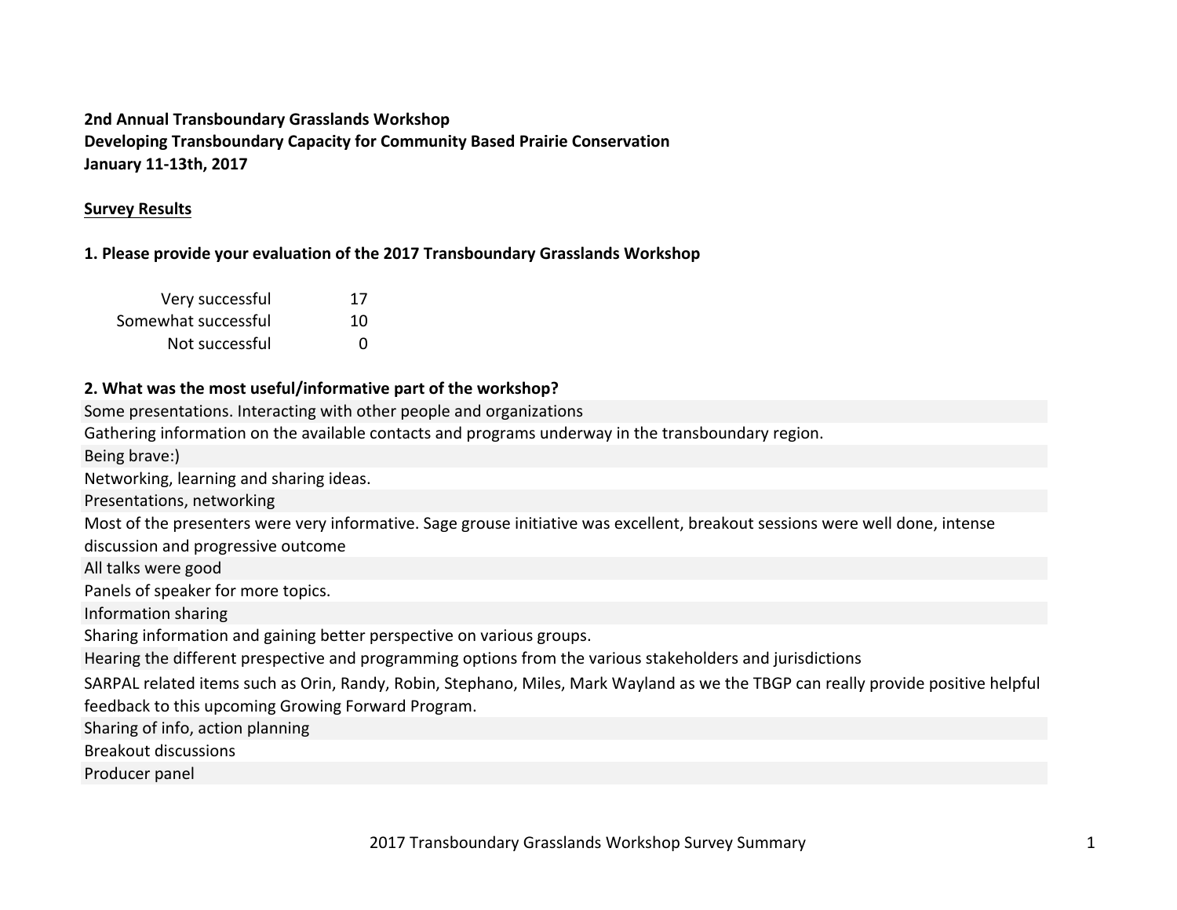**2nd Annual Transboundary Grasslands Workshop**
**Developing Transboundary Capacity for Community Based Prairie Conservation**
**January 11-13th, 2017**

**Survey Results**

**1. Please provide your evaluation of the 2017 Transboundary Grasslands Workshop**

| | |
|---|---|
| Very successful | 17 |
| Somewhat successful | 10 |
| Not successful | 0 |

**2. What was the most useful/informative part of the workshop?**

Some presentations. Interacting with other people and organizations

Gathering information on the available contacts and programs underway in the transboundary region.

Being brave:)

Networking, learning and sharing ideas.

Presentations, networking

Most of the presenters were very informative. Sage grouse initiative was excellent, breakout sessions were well done, intense discussion and progressive outcome

All talks were good

Panels of speaker for more topics.

Information sharing

Sharing information and gaining better perspective on various groups.

Hearing the different prespective and programming options from the various stakeholders and jurisdictions

SARPAL related items such as Orin, Randy, Robin, Stephano, Miles, Mark Wayland as we the TBGP can really provide positive helpful feedback to this upcoming Growing Forward Program.

Sharing of info, action planning

Breakout discussions

Producer panel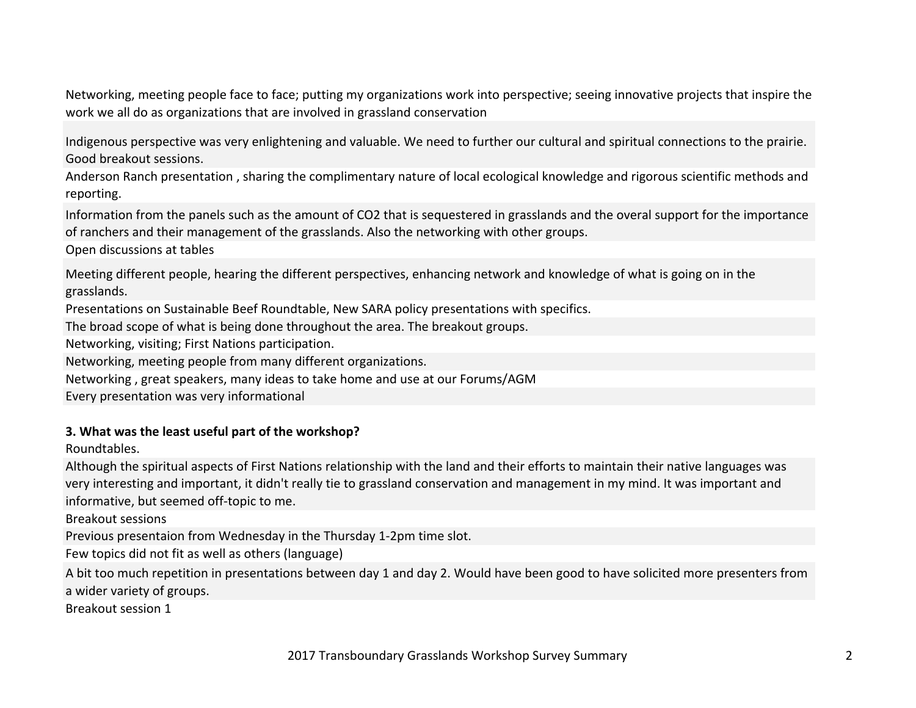Networking, meeting people face to face; putting my organizations work into perspective; seeing innovative projects that inspire the work we all do as organizations that are involved in grassland conservation

Indigenous perspective was very enlightening and valuable. We need to further our cultural and spiritual connections to the prairie. Good breakout sessions.

Anderson Ranch presentation , sharing the complimentary nature of local ecological knowledge and rigorous scientific methods and reporting.

Information from the panels such as the amount of $CO_2$ that is sequestered in grasslands and the overal support for the importance of ranchers and their management of the grasslands. Also the networking with other groups.

Open discussions at tables

Meeting different people, hearing the different perspectives, enhancing network and knowledge of what is going on in the grasslands.

Presentations on Sustainable Beef Roundtable, New SARA policy presentations with specifics.

The broad scope of what is being done throughout the area. The breakout groups.

Networking, visiting; First Nations participation.

Networking, meeting people from many different organizations.

Networking , great speakers, many ideas to take home and use at our Forums/AGM

Every presentation was very informational

**3. What was the least useful part of the workshop?**

Roundtables.

Although the spiritual aspects of First Nations relationship with the land and their efforts to maintain their native languages was very interesting and important, it didn't really tie to grassland conservation and management in my mind. It was important and informative, but seemed off-topic to me.

Breakout sessions

Previous presentaion from Wednesday in the Thursday 1-2pm time slot.

Few topics did not fit as well as others (language)

A bit too much repetition in presentations between day 1 and day 2. Would have been good to have solicited more presenters from a wider variety of groups.

Breakout session 1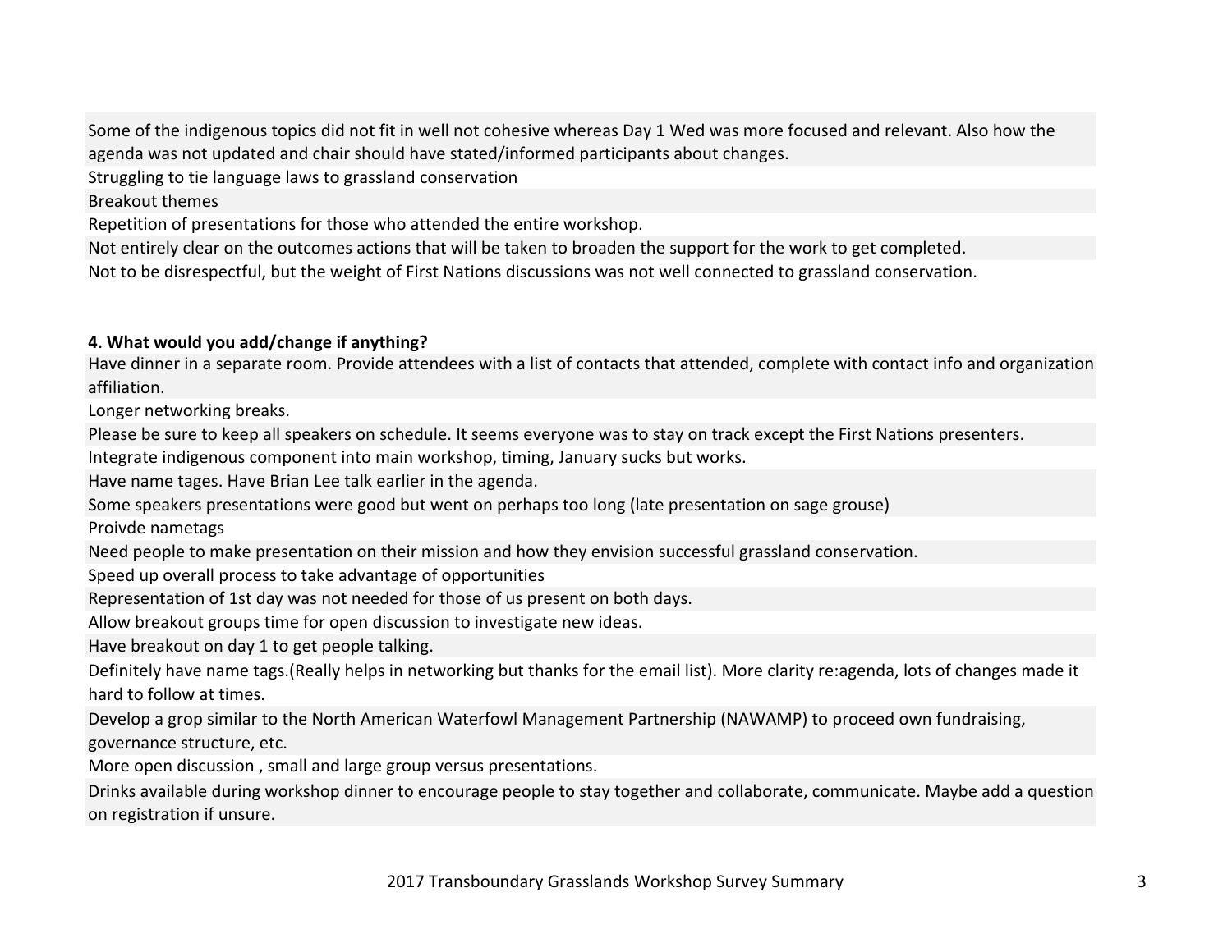Some of the indigenous topics did not fit in well not cohesive whereas Day 1 Wed was more focused and relevant. Also how the agenda was not updated and chair should have stated/informed participants about changes.

Struggling to tie language laws to grassland conservation

Breakout themes

Repetition of presentations for those who attended the entire workshop.

Not entirely clear on the outcomes actions that will be taken to broaden the support for the work to get completed.

Not to be disrespectful, but the weight of First Nations discussions was not well connected to grassland conservation.

**4. What would you add/change if anything?**

Have dinner in a separate room. Provide attendees with a list of contacts that attended, complete with contact info and organization affiliation.

Longer networking breaks.

Please be sure to keep all speakers on schedule. It seems everyone was to stay on track except the First Nations presenters.

Integrate indigenous component into main workshop, timing, January sucks but works.

Have name tages. Have Brian Lee talk earlier in the agenda.

Some speakers presentations were good but went on perhaps too long (late presentation on sage grouse)

Proivde nametags

Need people to make presentation on their mission and how they envision successful grassland conservation.

Speed up overall process to take advantage of opportunities

Representation of 1st day was not needed for those of us present on both days.

Allow breakout groups time for open discussion to investigate new ideas.

Have breakout on day 1 to get people talking.

Definitely have name tags.(Really helps in networking but thanks for the email list). More clarity re:agenda, lots of changes made it hard to follow at times.

Develop a grop similar to the North American Waterfowl Management Partnership (NAWAMP) to proceed own fundraising, governance structure, etc.

More open discussion , small and large group versus presentations.

Drinks available during workshop dinner to encourage people to stay together and collaborate, communicate. Maybe add a question on registration if unsure.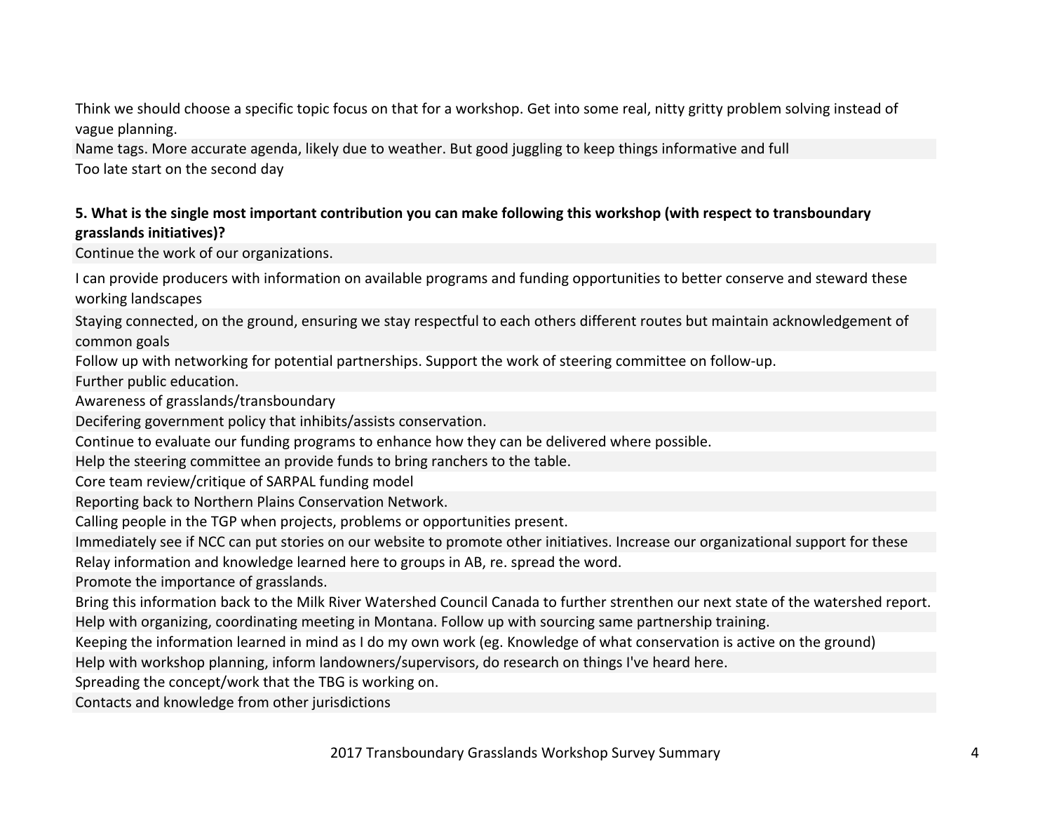Think we should choose a specific topic focus on that for a workshop. Get into some real, nitty gritty problem solving instead of vague planning.

Name tags. More accurate agenda, likely due to weather. But good juggling to keep things informative and full

Too late start on the second day

**5. What is the single most important contribution you can make following this workshop (with respect to transboundary grasslands initiatives)?**

Continue the work of our organizations.

I can provide producers with information on available programs and funding opportunities to better conserve and steward these working landscapes

Staying connected, on the ground, ensuring we stay respectful to each others different routes but maintain acknowledgement of common goals

Follow up with networking for potential partnerships. Support the work of steering committee on follow-up.

Further public education.

Awareness of grasslands/transboundary

Decifering government policy that inhibits/assists conservation.

Continue to evaluate our funding programs to enhance how they can be delivered where possible.

Help the steering committee an provide funds to bring ranchers to the table.

Core team review/critique of SARPAL funding model

Reporting back to Northern Plains Conservation Network.

Calling people in the TGP when projects, problems or opportunities present.

Immediately see if NCC can put stories on our website to promote other initiatives. Increase our organizational support for these

Relay information and knowledge learned here to groups in AB, re. spread the word.

Promote the importance of grasslands.

Bring this information back to the Milk River Watershed Council Canada to further strenthen our next state of the watershed report.

Help with organizing, coordinating meeting in Montana. Follow up with sourcing same partnership training.

Keeping the information learned in mind as I do my own work (eg. Knowledge of what conservation is active on the ground)

Help with workshop planning, inform landowners/supervisors, do research on things I've heard here.

Spreading the concept/work that the TBG is working on.

Contacts and knowledge from other jurisdictions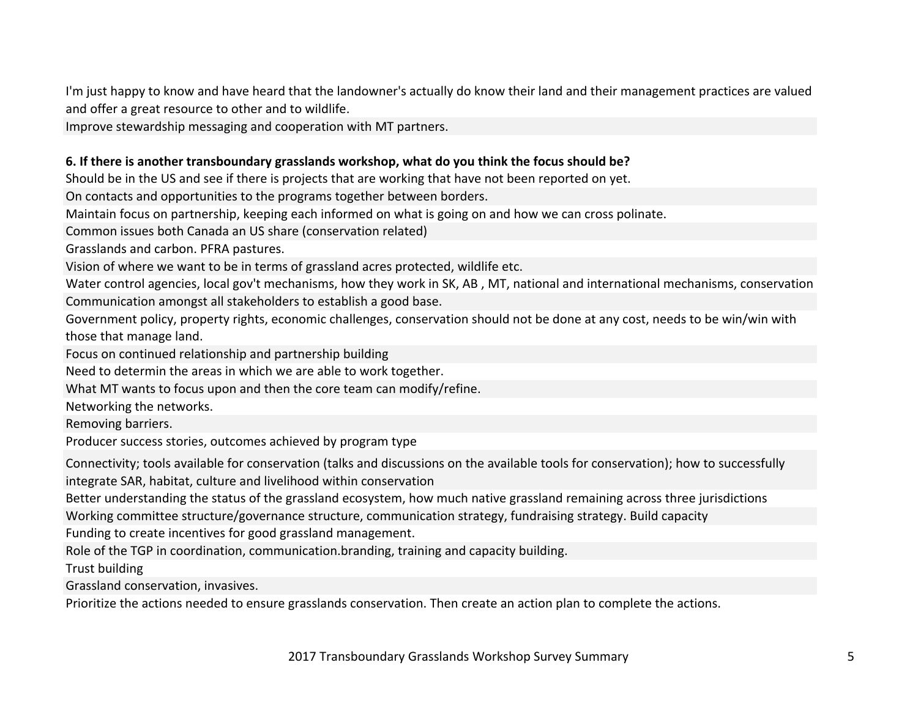I'm just happy to know and have heard that the landowner's actually do know their land and their management practices are valued and offer a great resource to other and to wildlife.

Improve stewardship messaging and cooperation with MT partners.

**6. If there is another transboundary grasslands workshop, what do you think the focus should be?**

Should be in the US and see if there is projects that are working that have not been reported on yet.

On contacts and opportunities to the programs together between borders.

Maintain focus on partnership, keeping each informed on what is going on and how we can cross polinate.

Common issues both Canada an US share (conservation related)

Grasslands and carbon. PFRA pastures.

Vision of where we want to be in terms of grassland acres protected, wildlife etc.

Water control agencies, local gov't mechanisms, how they work in SK, AB , MT, national and international mechanisms, conservation

Communication amongst all stakeholders to establish a good base.

Government policy, property rights, economic challenges, conservation should not be done at any cost, needs to be win/win with those that manage land.

Focus on continued relationship and partnership building

Need to determin the areas in which we are able to work together.

What MT wants to focus upon and then the core team can modify/refine.

Networking the networks.

Removing barriers.

Producer success stories, outcomes achieved by program type

Connectivity; tools available for conservation (talks and discussions on the available tools for conservation); how to successfully integrate SAR, habitat, culture and livelihood within conservation

Better understanding the status of the grassland ecosystem, how much native grassland remaining across three jurisdictions

Working committee structure/governance structure, communication strategy, fundraising strategy. Build capacity

Funding to create incentives for good grassland management.

Role of the TGP in coordination, communication.branding, training and capacity building.

Trust building

Grassland conservation, invasives.

Prioritize the actions needed to ensure grasslands conservation. Then create an action plan to complete the actions.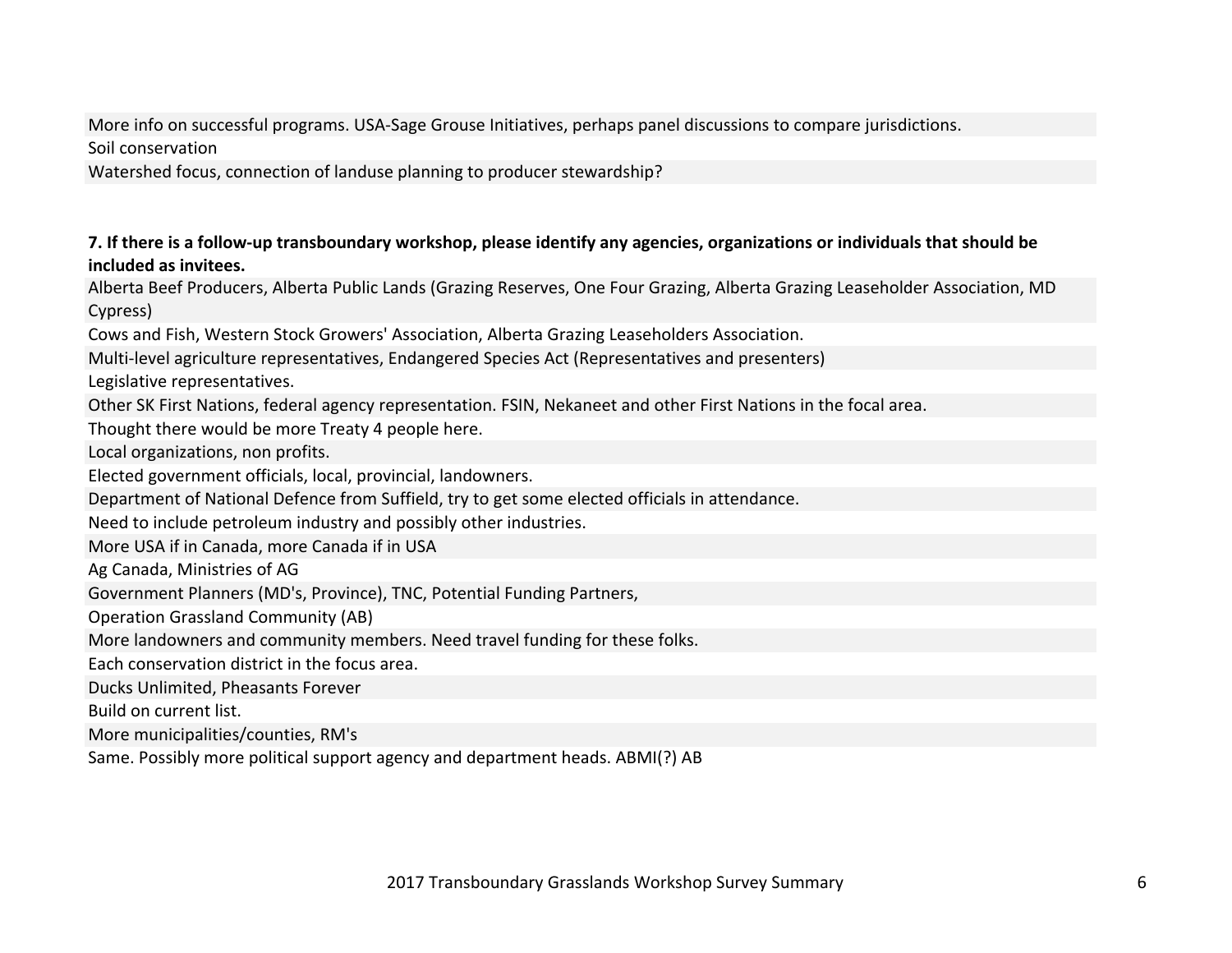More info on successful programs. USA-Sage Grouse Initiatives, perhaps panel discussions to compare jurisdictions.

Soil conservation

Watershed focus, connection of landuse planning to producer stewardship?

**7. If there is a follow-up transboundary workshop, please identify any agencies, organizations or individuals that should be included as invitees.**

Alberta Beef Producers, Alberta Public Lands (Grazing Reserves, One Four Grazing, Alberta Grazing Leaseholder Association, MD Cypress)

Cows and Fish, Western Stock Growers' Association, Alberta Grazing Leaseholders Association.

Multi-level agriculture representatives, Endangered Species Act (Representatives and presenters)

Legislative representatives.

Other SK First Nations, federal agency representation. FSIN, Nekaneet and other First Nations in the focal area.

Thought there would be more Treaty 4 people here.

Local organizations, non profits.

Elected government officials, local, provincial, landowners.

Department of National Defence from Suffield, try to get some elected officials in attendance.

Need to include petroleum industry and possibly other industries.

More USA if in Canada, more Canada if in USA

Ag Canada, Ministries of AG

Government Planners (MD's, Province), TNC, Potential Funding Partners,

Operation Grassland Community (AB)

More landowners and community members. Need travel funding for these folks.

Each conservation district in the focus area.

Ducks Unlimited, Pheasants Forever

Build on current list.

More municipalities/counties, RM's

Same. Possibly more political support agency and department heads. ABMI(?) AB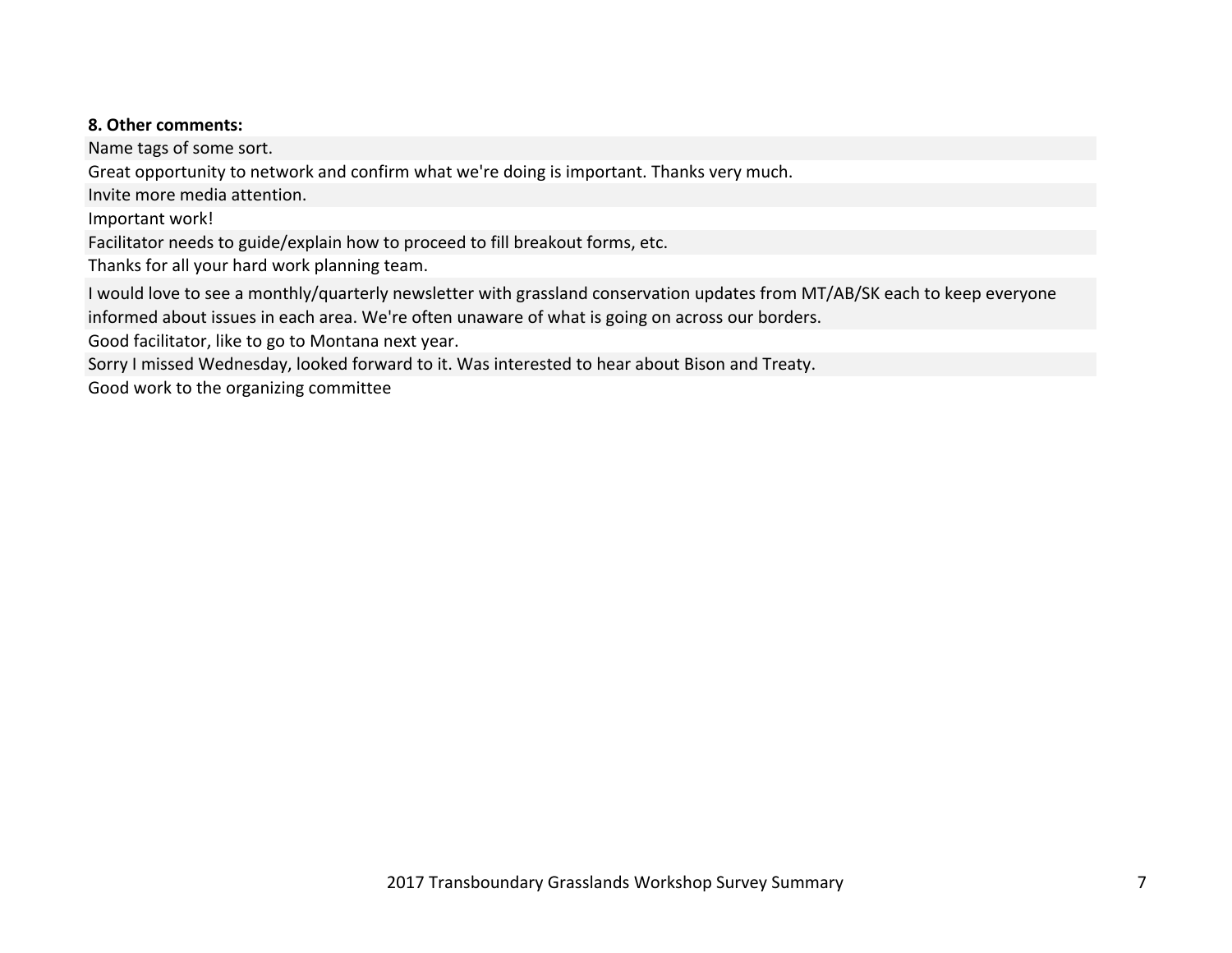**8. Other comments:**

Name tags of some sort.

Great opportunity to network and confirm what we're doing is important. Thanks very much.

Invite more media attention.

Important work!

Facilitator needs to guide/explain how to proceed to fill breakout forms, etc.

Thanks for all your hard work planning team.

I would love to see a monthly/quarterly newsletter with grassland conservation updates from MT/AB/SK each to keep everyone informed about issues in each area. We're often unaware of what is going on across our borders.

Good facilitator, like to go to Montana next year.

Sorry I missed Wednesday, looked forward to it. Was interested to hear about Bison and Treaty.

Good work to the organizing committee